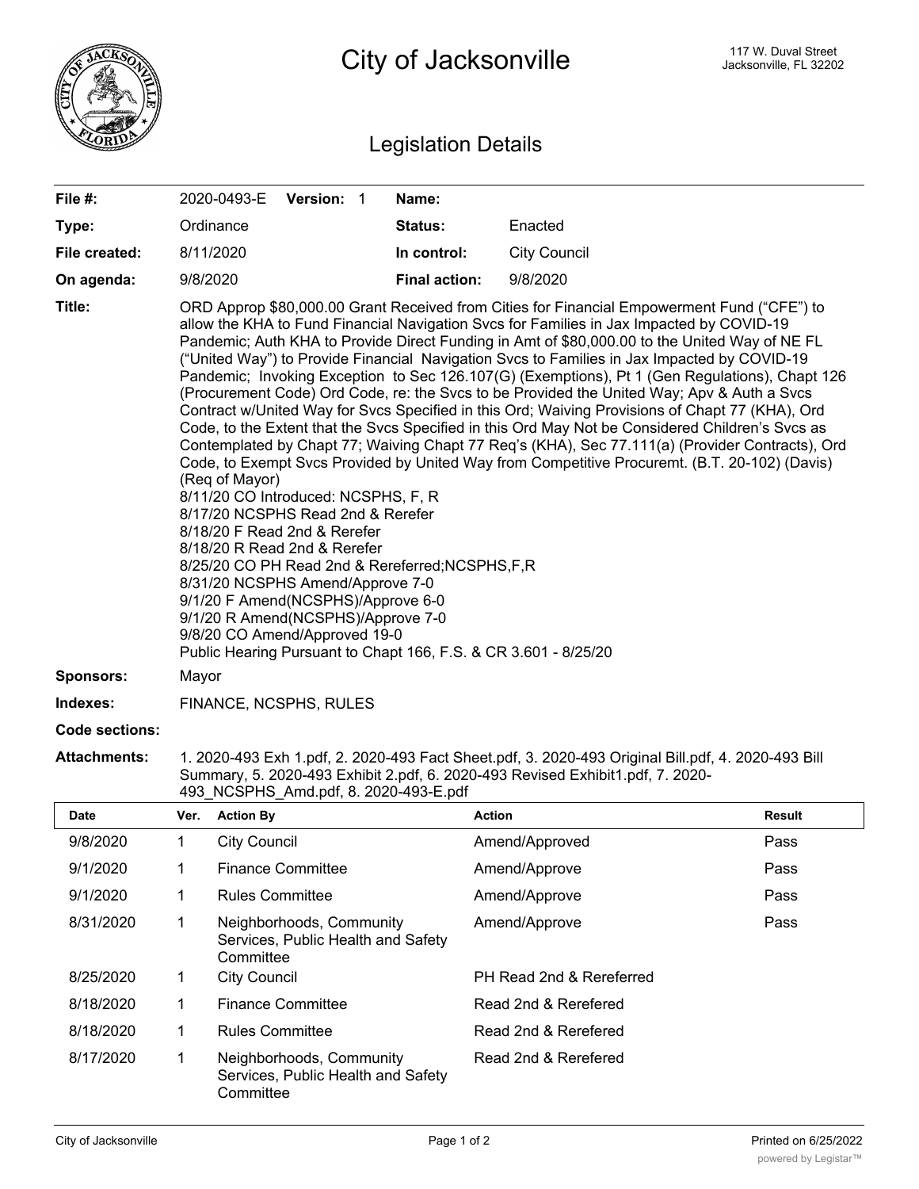# City of Jacksonville

117 W. Duval Street
Jacksonville, FL 32202

## Legislation Details

| | | | |
|---|---|---|---|
| **File #:** | 2020-0493-E **Version:** 1 | **Name:** | |
| **Type:** | Ordinance | **Status:** | Enacted |
| **File created:** | 8/11/2020 | **In control:** | City Council |
| **On agenda:** | 9/8/2020 | **Final action:** | 9/8/2020 |

**Title:** ORD Approp $80,000.00 Grant Received from Cities for Financial Empowerment Fund ("CFE") to allow the KHA to Fund Financial Navigation Svcs for Families in Jax Impacted by COVID-19 Pandemic; Auth KHA to Provide Direct Funding in Amt of $80,000.00 to the United Way of NE FL ("United Way") to Provide Financial Navigation Svcs to Families in Jax Impacted by COVID-19 Pandemic; Invoking Exception to Sec 126.107(G) (Exemptions), Pt 1 (Gen Regulations), Chapt 126 (Procurement Code) Ord Code, re: the Svcs to be Provided the United Way; Apv & Auth a Svcs Contract w/United Way for Svcs Specified in this Ord; Waiving Provisions of Chapt 77 (KHA), Ord Code, to the Extent that the Svcs Specified in this Ord May Not be Considered Children's Svcs as Contemplated by Chapt 77; Waiving Chapt 77 Req's (KHA), Sec 77.111(a) (Provider Contracts), Ord Code, to Exempt Svcs Provided by United Way from Competitive Procuremt. (B.T. 20-102) (Davis) (Req of Mayor)
8/11/20 CO Introduced: NCSPHS, F, R
8/17/20 NCSPHS Read 2nd & Rerefer
8/18/20 F Read 2nd & Rerefer
8/18/20 R Read 2nd & Rerefer
8/25/20 CO PH Read 2nd & Rereferred;NCSPHS,F,R
8/31/20 NCSPHS Amend/Approve 7-0
9/1/20 F Amend(NCSPHS)/Approve 6-0
9/1/20 R Amend(NCSPHS)/Approve 7-0
9/8/20 CO Amend/Approved 19-0
Public Hearing Pursuant to Chapt 166, F.S. & CR 3.601 - 8/25/20

**Sponsors:** Mayor

**Indexes:** FINANCE, NCSPHS, RULES

**Code sections:**

**Attachments:** 1. 2020-493 Exh 1.pdf, 2. 2020-493 Fact Sheet.pdf, 3. 2020-493 Original Bill.pdf, 4. 2020-493 Bill Summary, 5. 2020-493 Exhibit 2.pdf, 6. 2020-493 Revised Exhibit1.pdf, 7. 2020-493_NCSPHS_Amd.pdf, 8. 2020-493-E.pdf

| Date | Ver. | Action By | Action | Result |
|---|---|---|---|---|
| 9/8/2020 | 1 | City Council | Amend/Approved | Pass |
| 9/1/2020 | 1 | Finance Committee | Amend/Approve | Pass |
| 9/1/2020 | 1 | Rules Committee | Amend/Approve | Pass |
| 8/31/2020 | 1 | Neighborhoods, Community Services, Public Health and Safety Committee | Amend/Approve | Pass |
| 8/25/2020 | 1 | City Council | PH Read 2nd & Rereferred | |
| 8/18/2020 | 1 | Finance Committee | Read 2nd & Rerefered | |
| 8/18/2020 | 1 | Rules Committee | Read 2nd & Rerefered | |
| 8/17/2020 | 1 | Neighborhoods, Community Services, Public Health and Safety Committee | Read 2nd & Rerefered | |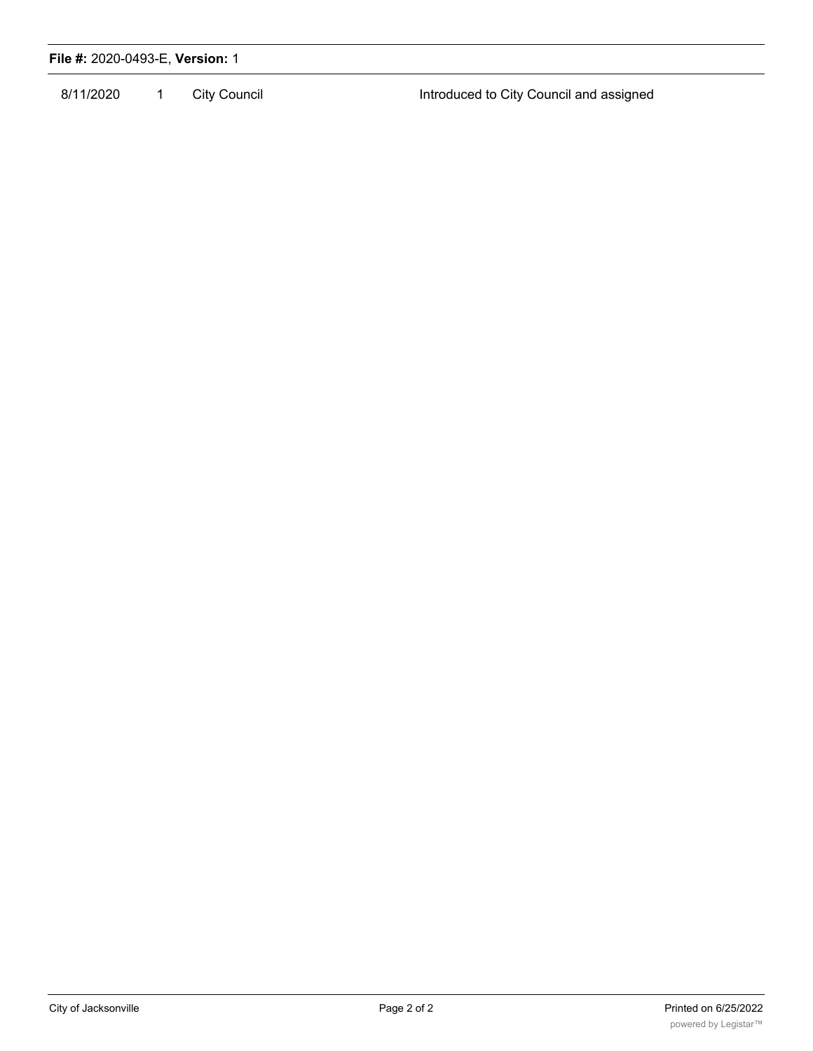**File #:** 2020-0493-E, **Version:** 1

| | | | |
|---|---|---|---|
| 8/11/2020 | 1 | City Council | Introduced to City Council and assigned |